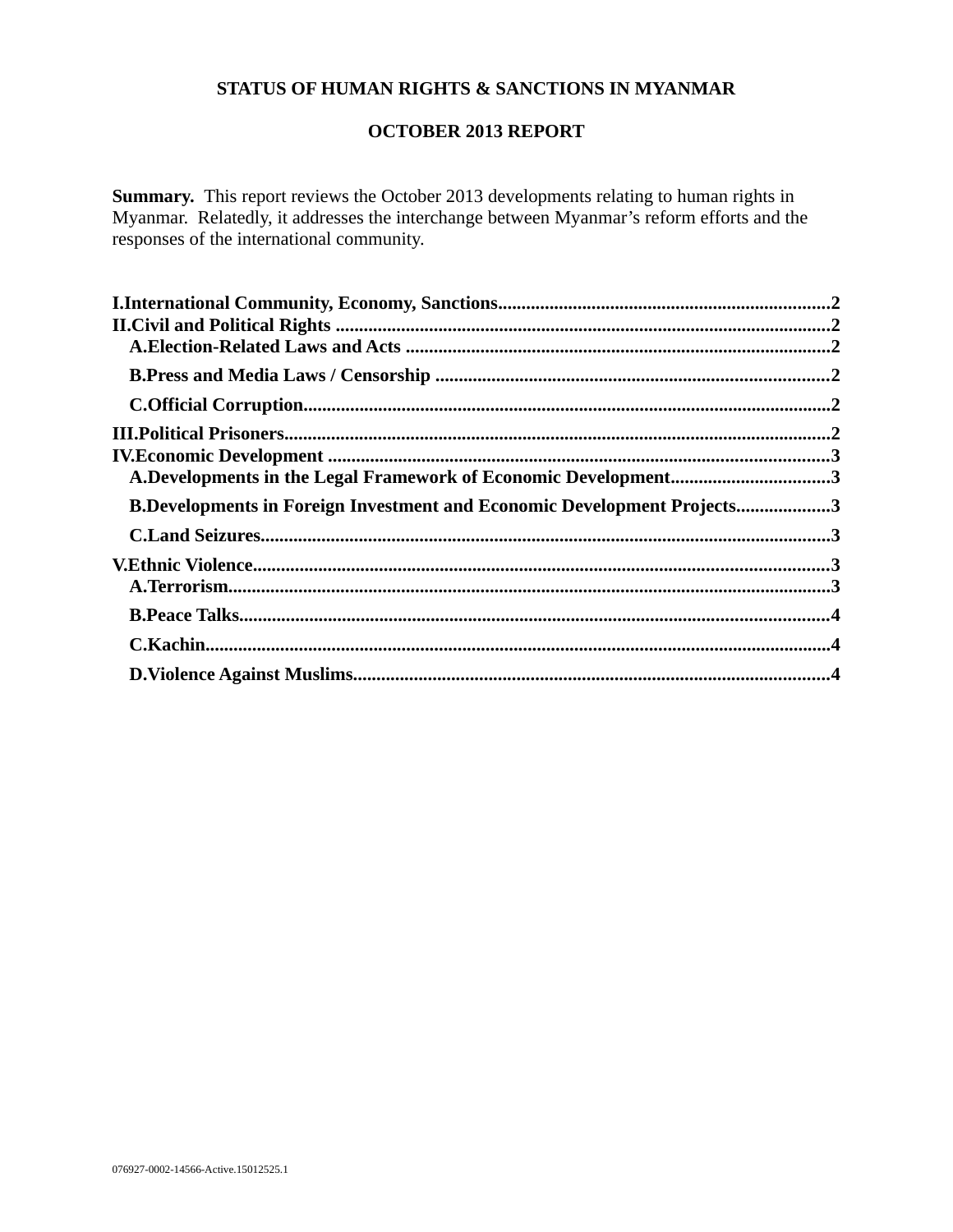**STATUS OF HUMAN RIGHTS & SANCTIONS IN MYANMAR**

**OCTOBER 2013 REPORT**

**Summary.** This report reviews the October 2013 developments relating to human rights in Myanmar. Relatedly, it addresses the interchange between Myanmar's reform efforts and the responses of the international community.

**I.International Community, Economy, Sanctions....................................................................2**
**II.Civil and Political Rights ........................................................................................................2**
  **A.Election-Related Laws and Acts .........................................................................................2**
  **B.Press and Media Laws / Censorship ...................................................................................2**
  **C.Official Corruption...............................................................................................................2**
**III.Political Prisoners...................................................................................................................2**
**IV.Economic Development .........................................................................................................3**
  **A.Developments in the Legal Framework of Economic Development.................................3**
  **B.Developments in Foreign Investment and Economic Development Projects...................3**
  **C.Land Seizures........................................................................................................................3**
**V.Ethnic Violence.........................................................................................................................3**
  **A.Terrorism..............................................................................................................................3**
  **B.Peace Talks............................................................................................................................4**
  **C.Kachin...................................................................................................................................4**
  **D.Violence Against Muslims....................................................................................................4**

076927-0002-14566-Active.15012525.1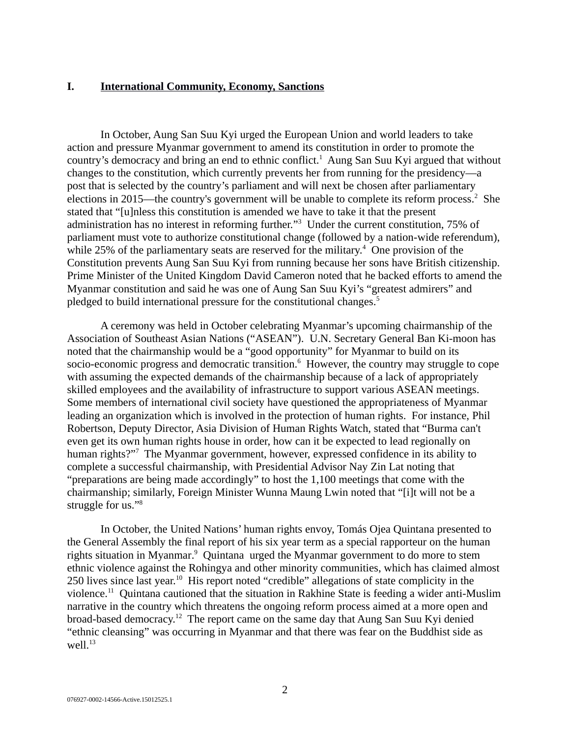## I. International Community, Economy, Sanctions

In October, Aung San Suu Kyi urged the European Union and world leaders to take action and pressure Myanmar government to amend its constitution in order to promote the country's democracy and bring an end to ethnic conflict.[1] Aung San Suu Kyi argued that without changes to the constitution, which currently prevents her from running for the presidency—a post that is selected by the country's parliament and will next be chosen after parliamentary elections in 2015—the country's government will be unable to complete its reform process.[2] She stated that "[u]nless this constitution is amended we have to take it that the present administration has no interest in reforming further."[3] Under the current constitution, 75% of parliament must vote to authorize constitutional change (followed by a nation-wide referendum), while 25% of the parliamentary seats are reserved for the military.[4] One provision of the Constitution prevents Aung San Suu Kyi from running because her sons have British citizenship. Prime Minister of the United Kingdom David Cameron noted that he backed efforts to amend the Myanmar constitution and said he was one of Aung San Suu Kyi's "greatest admirers" and pledged to build international pressure for the constitutional changes.[5]

A ceremony was held in October celebrating Myanmar's upcoming chairmanship of the Association of Southeast Asian Nations ("ASEAN"). U.N. Secretary General Ban Ki-moon has noted that the chairmanship would be a "good opportunity" for Myanmar to build on its socio-economic progress and democratic transition.[6] However, the country may struggle to cope with assuming the expected demands of the chairmanship because of a lack of appropriately skilled employees and the availability of infrastructure to support various ASEAN meetings. Some members of international civil society have questioned the appropriateness of Myanmar leading an organization which is involved in the protection of human rights. For instance, Phil Robertson, Deputy Director, Asia Division of Human Rights Watch, stated that "Burma can't even get its own human rights house in order, how can it be expected to lead regionally on human rights?"[7] The Myanmar government, however, expressed confidence in its ability to complete a successful chairmanship, with Presidential Advisor Nay Zin Lat noting that "preparations are being made accordingly" to host the 1,100 meetings that come with the chairmanship; similarly, Foreign Minister Wunna Maung Lwin noted that "[i]t will not be a struggle for us."[8]

In October, the United Nations' human rights envoy, Tomás Ojea Quintana presented to the General Assembly the final report of his six year term as a special rapporteur on the human rights situation in Myanmar.[9] Quintana urged the Myanmar government to do more to stem ethnic violence against the Rohingya and other minority communities, which has claimed almost 250 lives since last year.[10] His report noted "credible" allegations of state complicity in the violence.[11] Quintana cautioned that the situation in Rakhine State is feeding a wider anti-Muslim narrative in the country which threatens the ongoing reform process aimed at a more open and broad-based democracy.[12] The report came on the same day that Aung San Suu Kyi denied "ethnic cleansing" was occurring in Myanmar and that there was fear on the Buddhist side as well.[13]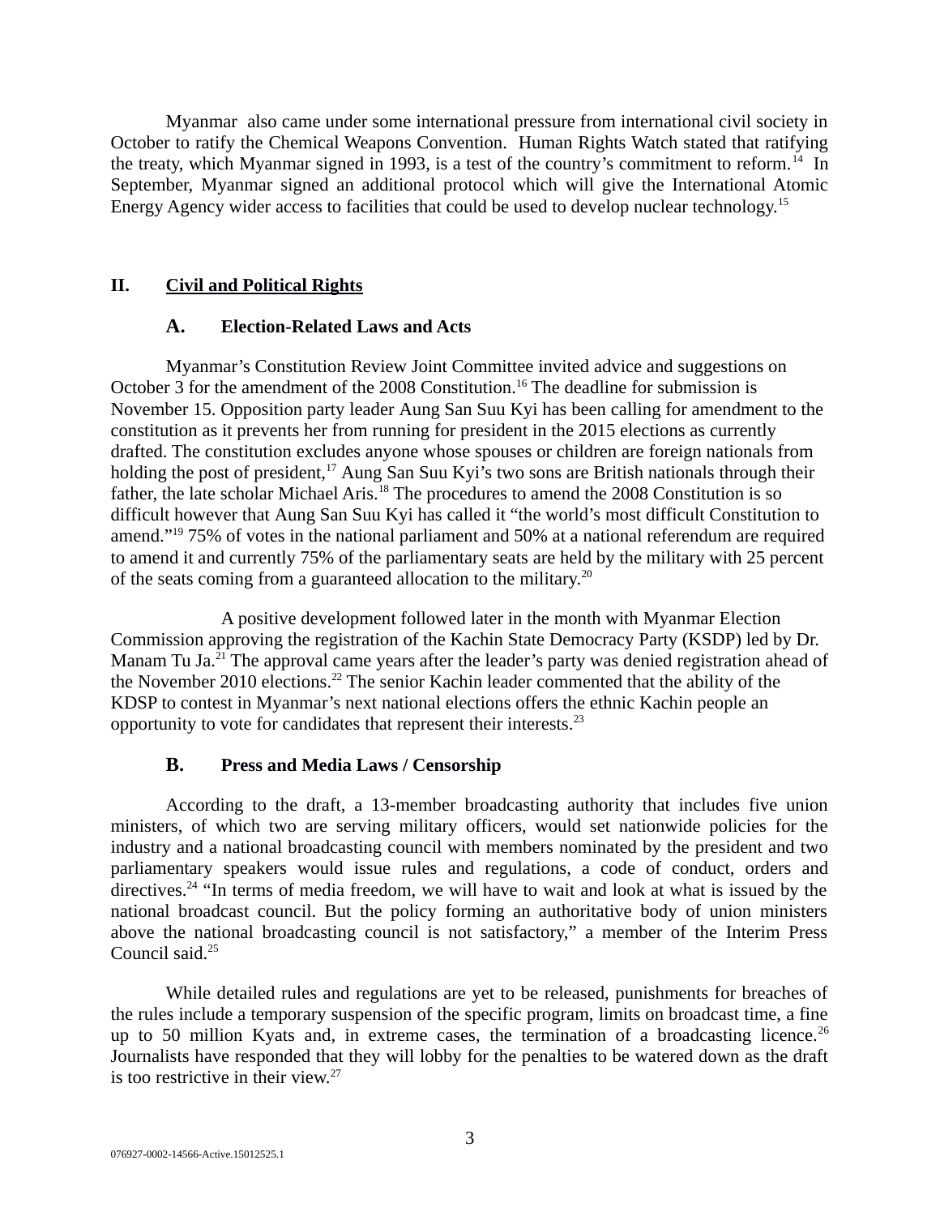Myanmar also came under some international pressure from international civil society in October to ratify the Chemical Weapons Convention. Human Rights Watch stated that ratifying the treaty, which Myanmar signed in 1993, is a test of the country's commitment to reform.[14] In September, Myanmar signed an additional protocol which will give the International Atomic Energy Agency wider access to facilities that could be used to develop nuclear technology.[15]

## II. Civil and Political Rights

### A. Election-Related Laws and Acts

Myanmar's Constitution Review Joint Committee invited advice and suggestions on October 3 for the amendment of the 2008 Constitution.[16] The deadline for submission is November 15. Opposition party leader Aung San Suu Kyi has been calling for amendment to the constitution as it prevents her from running for president in the 2015 elections as currently drafted. The constitution excludes anyone whose spouses or children are foreign nationals from holding the post of president,[17] Aung San Suu Kyi's two sons are British nationals through their father, the late scholar Michael Aris.[18] The procedures to amend the 2008 Constitution is so difficult however that Aung San Suu Kyi has called it "the world's most difficult Constitution to amend."[19] 75% of votes in the national parliament and 50% at a national referendum are required to amend it and currently 75% of the parliamentary seats are held by the military with 25 percent of the seats coming from a guaranteed allocation to the military.[20]

A positive development followed later in the month with Myanmar Election Commission approving the registration of the Kachin State Democracy Party (KSDP) led by Dr. Manam Tu Ja.[21] The approval came years after the leader's party was denied registration ahead of the November 2010 elections.[22] The senior Kachin leader commented that the ability of the KDSP to contest in Myanmar's next national elections offers the ethnic Kachin people an opportunity to vote for candidates that represent their interests.[23]

### B. Press and Media Laws / Censorship

According to the draft, a 13-member broadcasting authority that includes five union ministers, of which two are serving military officers, would set nationwide policies for the industry and a national broadcasting council with members nominated by the president and two parliamentary speakers would issue rules and regulations, a code of conduct, orders and directives.[24] "In terms of media freedom, we will have to wait and look at what is issued by the national broadcast council. But the policy forming an authoritative body of union ministers above the national broadcasting council is not satisfactory," a member of the Interim Press Council said.[25]

While detailed rules and regulations are yet to be released, punishments for breaches of the rules include a temporary suspension of the specific program, limits on broadcast time, a fine up to 50 million Kyats and, in extreme cases, the termination of a broadcasting licence.[26] Journalists have responded that they will lobby for the penalties to be watered down as the draft is too restrictive in their view.[27]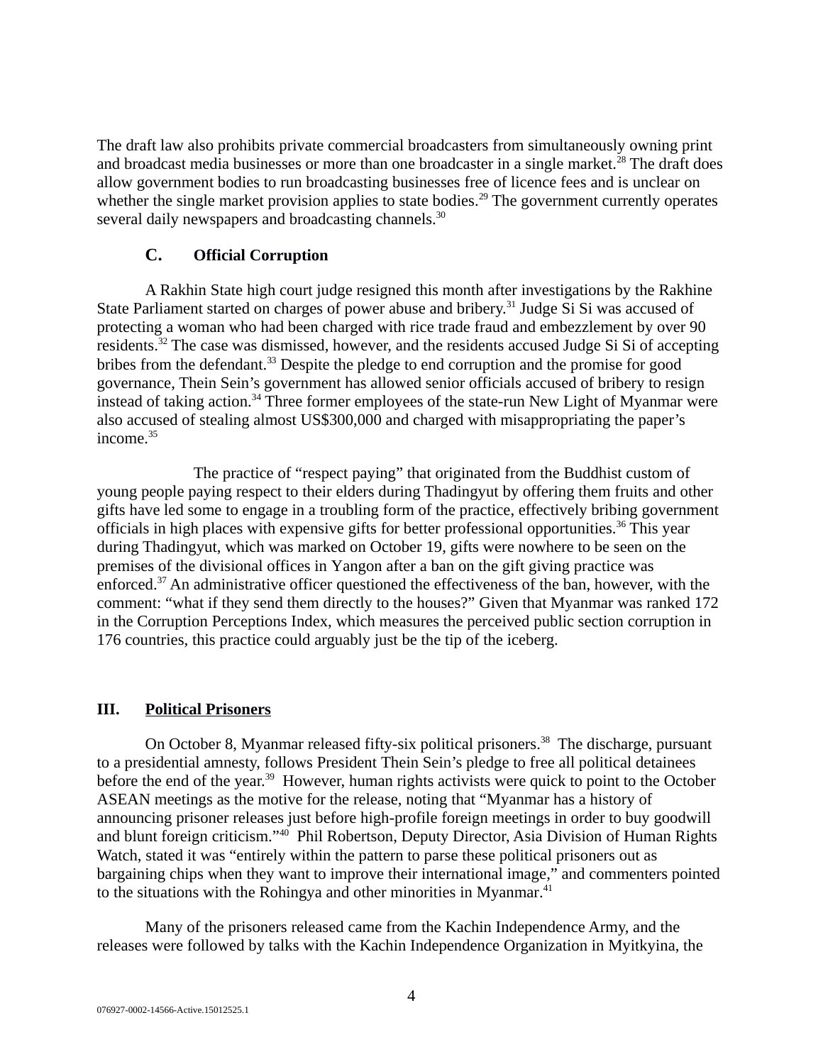The draft law also prohibits private commercial broadcasters from simultaneously owning print and broadcast media businesses or more than one broadcaster in a single market.[28] The draft does allow government bodies to run broadcasting businesses free of licence fees and is unclear on whether the single market provision applies to state bodies.[29] The government currently operates several daily newspapers and broadcasting channels.[30]

### C. Official Corruption

A Rakhin State high court judge resigned this month after investigations by the Rakhine State Parliament started on charges of power abuse and bribery.[31] Judge Si Si was accused of protecting a woman who had been charged with rice trade fraud and embezzlement by over 90 residents.[32] The case was dismissed, however, and the residents accused Judge Si Si of accepting bribes from the defendant.[33] Despite the pledge to end corruption and the promise for good governance, Thein Sein's government has allowed senior officials accused of bribery to resign instead of taking action.[34] Three former employees of the state-run New Light of Myanmar were also accused of stealing almost US$300,000 and charged with misappropriating the paper's income.[35]

The practice of "respect paying" that originated from the Buddhist custom of young people paying respect to their elders during Thadingyut by offering them fruits and other gifts have led some to engage in a troubling form of the practice, effectively bribing government officials in high places with expensive gifts for better professional opportunities.[36] This year during Thadingyut, which was marked on October 19, gifts were nowhere to be seen on the premises of the divisional offices in Yangon after a ban on the gift giving practice was enforced.[37] An administrative officer questioned the effectiveness of the ban, however, with the comment: "what if they send them directly to the houses?" Given that Myanmar was ranked 172 in the Corruption Perceptions Index, which measures the perceived public section corruption in 176 countries, this practice could arguably just be the tip of the iceberg.

## III. Political Prisoners

On October 8, Myanmar released fifty-six political prisoners.[38] The discharge, pursuant to a presidential amnesty, follows President Thein Sein's pledge to free all political detainees before the end of the year.[39] However, human rights activists were quick to point to the October ASEAN meetings as the motive for the release, noting that "Myanmar has a history of announcing prisoner releases just before high-profile foreign meetings in order to buy goodwill and blunt foreign criticism."[40] Phil Robertson, Deputy Director, Asia Division of Human Rights Watch, stated it was "entirely within the pattern to parse these political prisoners out as bargaining chips when they want to improve their international image," and commenters pointed to the situations with the Rohingya and other minorities in Myanmar.[41]

Many of the prisoners released came from the Kachin Independence Army, and the releases were followed by talks with the Kachin Independence Organization in Myitkyina, the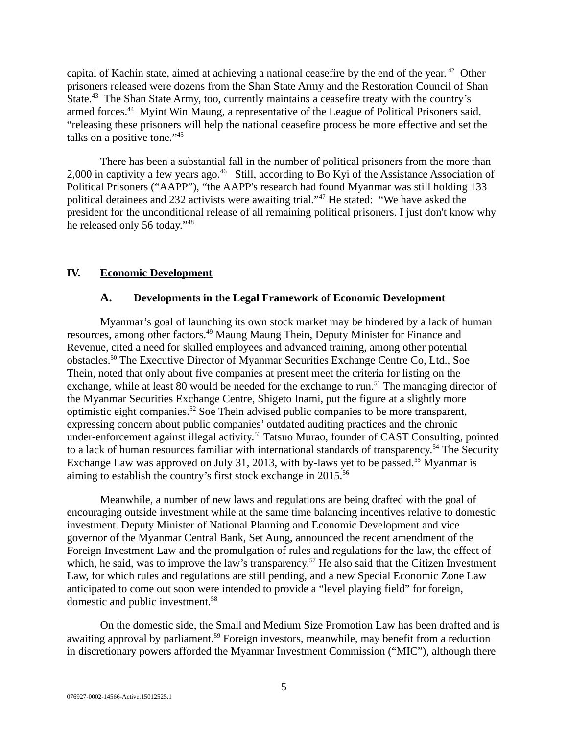capital of Kachin state, aimed at achieving a national ceasefire by the end of the year.[42] Other prisoners released were dozens from the Shan State Army and the Restoration Council of Shan State.[43] The Shan State Army, too, currently maintains a ceasefire treaty with the country's armed forces.[44] Myint Win Maung, a representative of the League of Political Prisoners said, "releasing these prisoners will help the national ceasefire process be more effective and set the talks on a positive tone."[45]

There has been a substantial fall in the number of political prisoners from the more than 2,000 in captivity a few years ago.[46] Still, according to Bo Kyi of the Assistance Association of Political Prisoners ("AAPP"), "the AAPP's research had found Myanmar was still holding 133 political detainees and 232 activists were awaiting trial."[47] He stated: "We have asked the president for the unconditional release of all remaining political prisoners. I just don't know why he released only 56 today."[48]

## IV. Economic Development

### A. Developments in the Legal Framework of Economic Development

Myanmar's goal of launching its own stock market may be hindered by a lack of human resources, among other factors.[49] Maung Maung Thein, Deputy Minister for Finance and Revenue, cited a need for skilled employees and advanced training, among other potential obstacles.[50] The Executive Director of Myanmar Securities Exchange Centre Co, Ltd., Soe Thein, noted that only about five companies at present meet the criteria for listing on the exchange, while at least 80 would be needed for the exchange to run.[51] The managing director of the Myanmar Securities Exchange Centre, Shigeto Inami, put the figure at a slightly more optimistic eight companies.[52] Soe Thein advised public companies to be more transparent, expressing concern about public companies' outdated auditing practices and the chronic under-enforcement against illegal activity.[53] Tatsuo Murao, founder of CAST Consulting, pointed to a lack of human resources familiar with international standards of transparency.[54] The Security Exchange Law was approved on July 31, 2013, with by-laws yet to be passed.[55] Myanmar is aiming to establish the country's first stock exchange in 2015.[56]

Meanwhile, a number of new laws and regulations are being drafted with the goal of encouraging outside investment while at the same time balancing incentives relative to domestic investment. Deputy Minister of National Planning and Economic Development and vice governor of the Myanmar Central Bank, Set Aung, announced the recent amendment of the Foreign Investment Law and the promulgation of rules and regulations for the law, the effect of which, he said, was to improve the law's transparency.[57] He also said that the Citizen Investment Law, for which rules and regulations are still pending, and a new Special Economic Zone Law anticipated to come out soon were intended to provide a "level playing field" for foreign, domestic and public investment.[58]

On the domestic side, the Small and Medium Size Promotion Law has been drafted and is awaiting approval by parliament.[59] Foreign investors, meanwhile, may benefit from a reduction in discretionary powers afforded the Myanmar Investment Commission ("MIC"), although there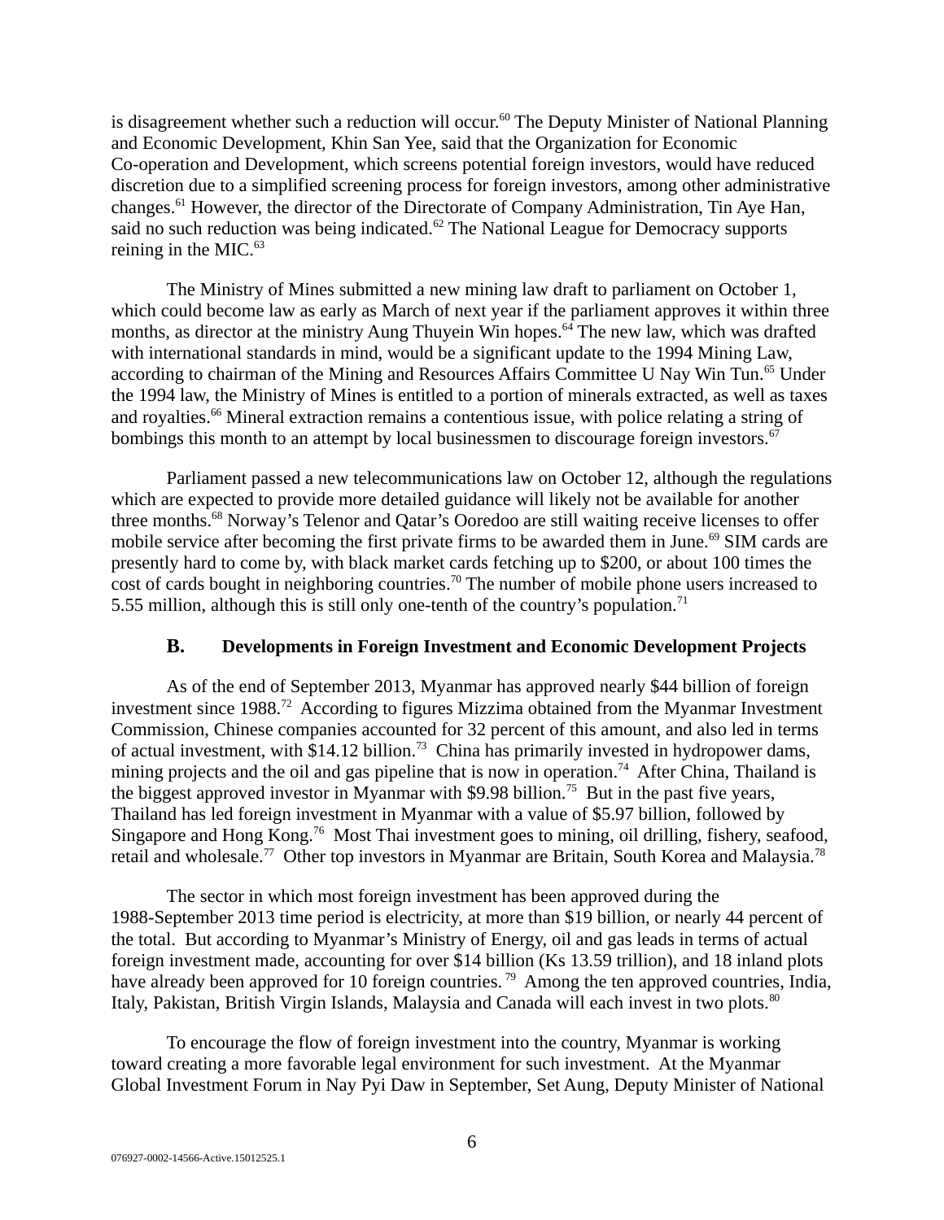is disagreement whether such a reduction will occur.[60] The Deputy Minister of National Planning and Economic Development, Khin San Yee, said that the Organization for Economic Co-operation and Development, which screens potential foreign investors, would have reduced discretion due to a simplified screening process for foreign investors, among other administrative changes.[61] However, the director of the Directorate of Company Administration, Tin Aye Han, said no such reduction was being indicated.[62] The National League for Democracy supports reining in the MIC.[63]

The Ministry of Mines submitted a new mining law draft to parliament on October 1, which could become law as early as March of next year if the parliament approves it within three months, as director at the ministry Aung Thuyein Win hopes.[64] The new law, which was drafted with international standards in mind, would be a significant update to the 1994 Mining Law, according to chairman of the Mining and Resources Affairs Committee U Nay Win Tun.[65] Under the 1994 law, the Ministry of Mines is entitled to a portion of minerals extracted, as well as taxes and royalties.[66] Mineral extraction remains a contentious issue, with police relating a string of bombings this month to an attempt by local businessmen to discourage foreign investors.[67]

Parliament passed a new telecommunications law on October 12, although the regulations which are expected to provide more detailed guidance will likely not be available for another three months.[68] Norway's Telenor and Qatar's Ooredoo are still waiting receive licenses to offer mobile service after becoming the first private firms to be awarded them in June.[69] SIM cards are presently hard to come by, with black market cards fetching up to $200, or about 100 times the cost of cards bought in neighboring countries.[70] The number of mobile phone users increased to 5.55 million, although this is still only one-tenth of the country's population.[71]

### B. Developments in Foreign Investment and Economic Development Projects

As of the end of September 2013, Myanmar has approved nearly $44 billion of foreign investment since 1988.[72] According to figures Mizzima obtained from the Myanmar Investment Commission, Chinese companies accounted for 32 percent of this amount, and also led in terms of actual investment, with $14.12 billion.[73] China has primarily invested in hydropower dams, mining projects and the oil and gas pipeline that is now in operation.[74] After China, Thailand is the biggest approved investor in Myanmar with $9.98 billion.[75] But in the past five years, Thailand has led foreign investment in Myanmar with a value of $5.97 billion, followed by Singapore and Hong Kong.[76] Most Thai investment goes to mining, oil drilling, fishery, seafood, retail and wholesale.[77] Other top investors in Myanmar are Britain, South Korea and Malaysia.[78]

The sector in which most foreign investment has been approved during the 1988-September 2013 time period is electricity, at more than $19 billion, or nearly 44 percent of the total. But according to Myanmar's Ministry of Energy, oil and gas leads in terms of actual foreign investment made, accounting for over $14 billion (Ks 13.59 trillion), and 18 inland plots have already been approved for 10 foreign countries.[79] Among the ten approved countries, India, Italy, Pakistan, British Virgin Islands, Malaysia and Canada will each invest in two plots.[80]

To encourage the flow of foreign investment into the country, Myanmar is working toward creating a more favorable legal environment for such investment. At the Myanmar Global Investment Forum in Nay Pyi Daw in September, Set Aung, Deputy Minister of National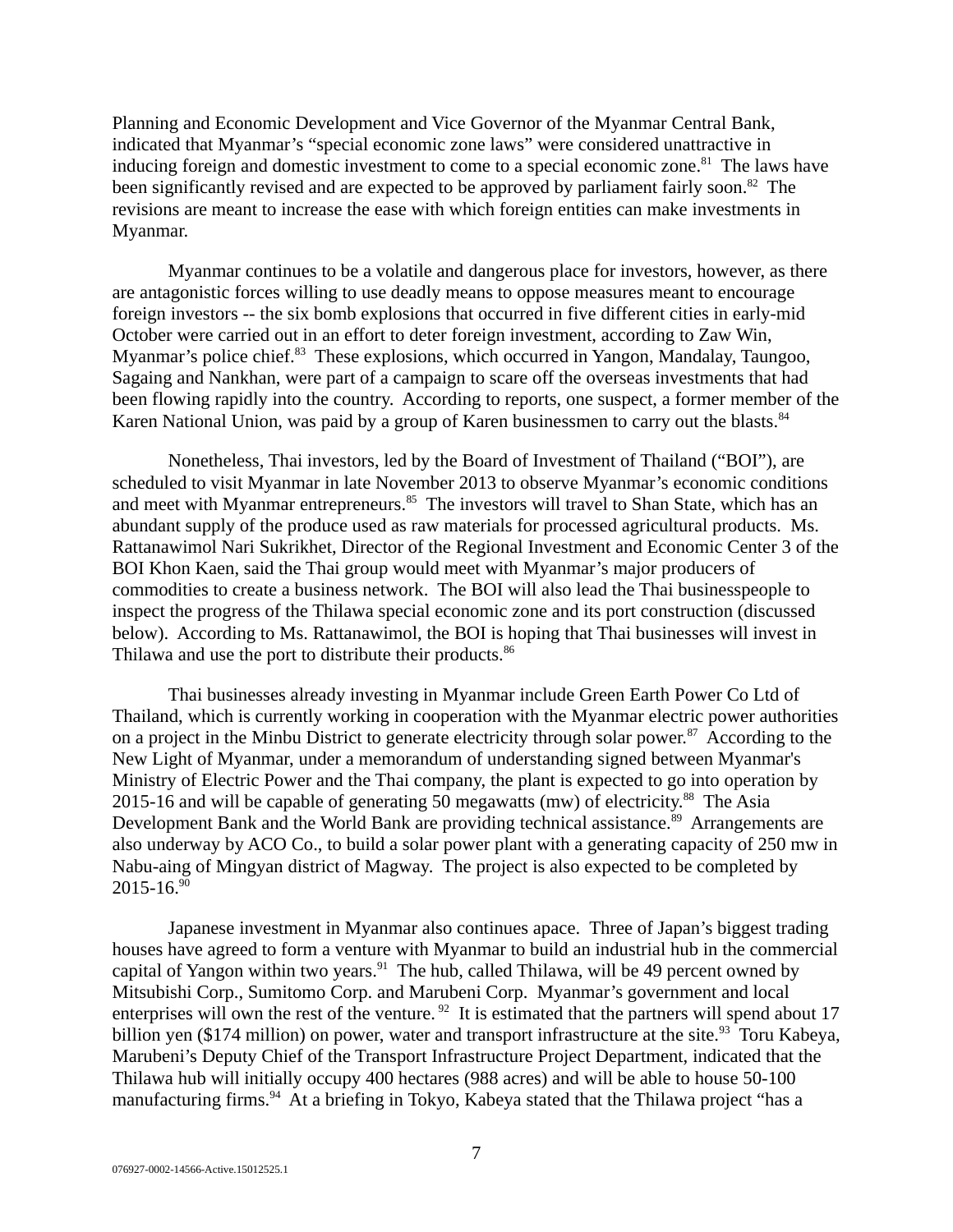Planning and Economic Development and Vice Governor of the Myanmar Central Bank, indicated that Myanmar's "special economic zone laws" were considered unattractive in inducing foreign and domestic investment to come to a special economic zone.[81] The laws have been significantly revised and are expected to be approved by parliament fairly soon.[82] The revisions are meant to increase the ease with which foreign entities can make investments in Myanmar.

Myanmar continues to be a volatile and dangerous place for investors, however, as there are antagonistic forces willing to use deadly means to oppose measures meant to encourage foreign investors -- the six bomb explosions that occurred in five different cities in early-mid October were carried out in an effort to deter foreign investment, according to Zaw Win, Myanmar's police chief.[83] These explosions, which occurred in Yangon, Mandalay, Taungoo, Sagaing and Nankhan, were part of a campaign to scare off the overseas investments that had been flowing rapidly into the country. According to reports, one suspect, a former member of the Karen National Union, was paid by a group of Karen businessmen to carry out the blasts.[84]

Nonetheless, Thai investors, led by the Board of Investment of Thailand ("BOI"), are scheduled to visit Myanmar in late November 2013 to observe Myanmar's economic conditions and meet with Myanmar entrepreneurs.[85] The investors will travel to Shan State, which has an abundant supply of the produce used as raw materials for processed agricultural products. Ms. Rattanawimol Nari Sukrikhet, Director of the Regional Investment and Economic Center 3 of the BOI Khon Kaen, said the Thai group would meet with Myanmar's major producers of commodities to create a business network. The BOI will also lead the Thai businesspeople to inspect the progress of the Thilawa special economic zone and its port construction (discussed below). According to Ms. Rattanawimol, the BOI is hoping that Thai businesses will invest in Thilawa and use the port to distribute their products.[86]

Thai businesses already investing in Myanmar include Green Earth Power Co Ltd of Thailand, which is currently working in cooperation with the Myanmar electric power authorities on a project in the Minbu District to generate electricity through solar power.[87] According to the New Light of Myanmar, under a memorandum of understanding signed between Myanmar's Ministry of Electric Power and the Thai company, the plant is expected to go into operation by 2015-16 and will be capable of generating 50 megawatts (mw) of electricity.[88] The Asia Development Bank and the World Bank are providing technical assistance.[89] Arrangements are also underway by ACO Co., to build a solar power plant with a generating capacity of 250 mw in Nabu-aing of Mingyan district of Magway. The project is also expected to be completed by 2015-16.[90]

Japanese investment in Myanmar also continues apace. Three of Japan's biggest trading houses have agreed to form a venture with Myanmar to build an industrial hub in the commercial capital of Yangon within two years.[91] The hub, called Thilawa, will be 49 percent owned by Mitsubishi Corp., Sumitomo Corp. and Marubeni Corp. Myanmar's government and local enterprises will own the rest of the venture.[92] It is estimated that the partners will spend about 17 billion yen ($174 million) on power, water and transport infrastructure at the site.[93] Toru Kabeya, Marubeni's Deputy Chief of the Transport Infrastructure Project Department, indicated that the Thilawa hub will initially occupy 400 hectares (988 acres) and will be able to house 50-100 manufacturing firms.[94] At a briefing in Tokyo, Kabeya stated that the Thilawa project "has a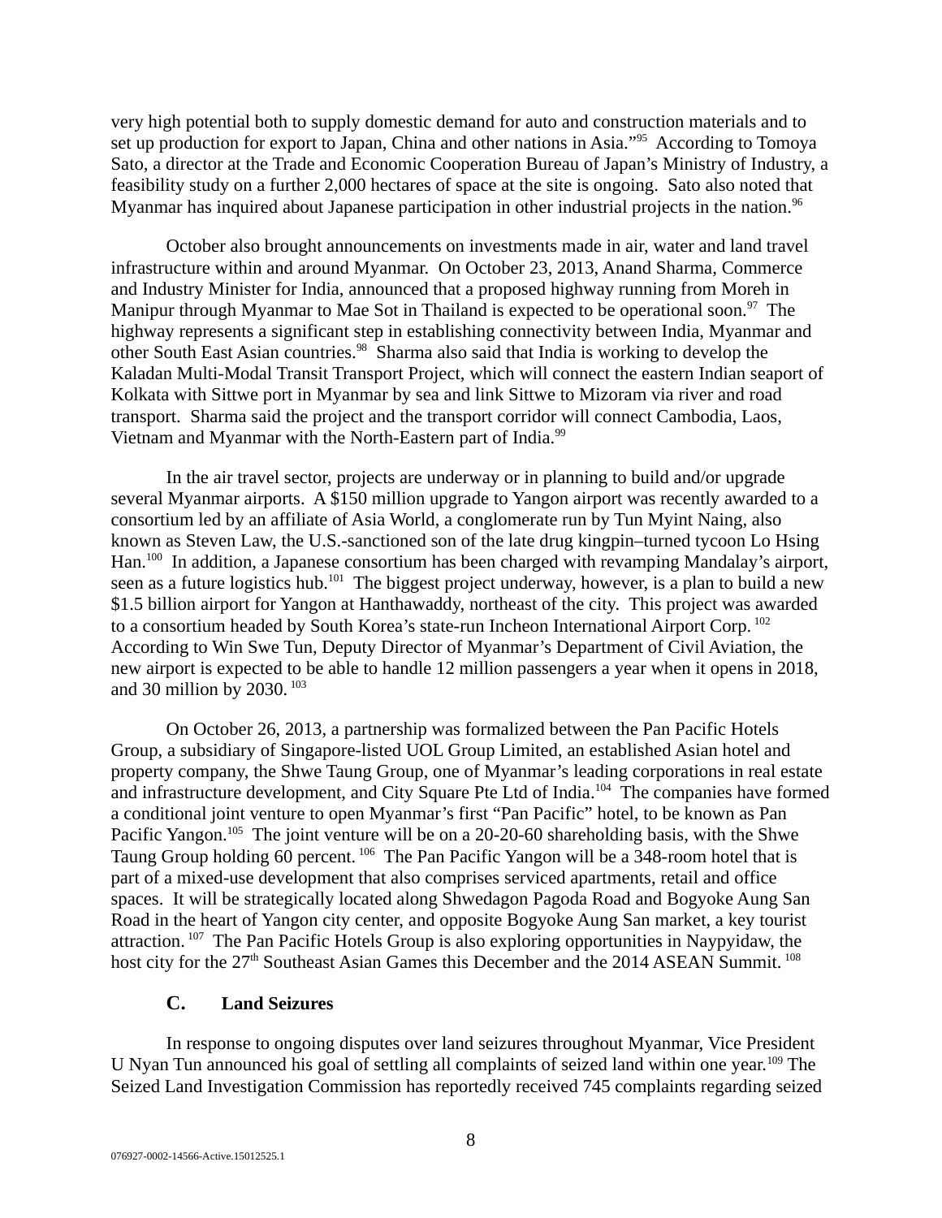very high potential both to supply domestic demand for auto and construction materials and to set up production for export to Japan, China and other nations in Asia."[95] According to Tomoya Sato, a director at the Trade and Economic Cooperation Bureau of Japan's Ministry of Industry, a feasibility study on a further 2,000 hectares of space at the site is ongoing. Sato also noted that Myanmar has inquired about Japanese participation in other industrial projects in the nation.[96]

October also brought announcements on investments made in air, water and land travel infrastructure within and around Myanmar. On October 23, 2013, Anand Sharma, Commerce and Industry Minister for India, announced that a proposed highway running from Moreh in Manipur through Myanmar to Mae Sot in Thailand is expected to be operational soon.[97] The highway represents a significant step in establishing connectivity between India, Myanmar and other South East Asian countries.[98] Sharma also said that India is working to develop the Kaladan Multi-Modal Transit Transport Project, which will connect the eastern Indian seaport of Kolkata with Sittwe port in Myanmar by sea and link Sittwe to Mizoram via river and road transport. Sharma said the project and the transport corridor will connect Cambodia, Laos, Vietnam and Myanmar with the North-Eastern part of India.[99]

In the air travel sector, projects are underway or in planning to build and/or upgrade several Myanmar airports. A $150 million upgrade to Yangon airport was recently awarded to a consortium led by an affiliate of Asia World, a conglomerate run by Tun Myint Naing, also known as Steven Law, the U.S.-sanctioned son of the late drug kingpin–turned tycoon Lo Hsing Han.[100] In addition, a Japanese consortium has been charged with revamping Mandalay's airport, seen as a future logistics hub.[101] The biggest project underway, however, is a plan to build a new $1.5 billion airport for Yangon at Hanthawaddy, northeast of the city. This project was awarded to a consortium headed by South Korea's state-run Incheon International Airport Corp.[102] According to Win Swe Tun, Deputy Director of Myanmar's Department of Civil Aviation, the new airport is expected to be able to handle 12 million passengers a year when it opens in 2018, and 30 million by 2030.[103]

On October 26, 2013, a partnership was formalized between the Pan Pacific Hotels Group, a subsidiary of Singapore-listed UOL Group Limited, an established Asian hotel and property company, the Shwe Taung Group, one of Myanmar's leading corporations in real estate and infrastructure development, and City Square Pte Ltd of India.[104] The companies have formed a conditional joint venture to open Myanmar's first "Pan Pacific" hotel, to be known as Pan Pacific Yangon.[105] The joint venture will be on a 20-20-60 shareholding basis, with the Shwe Taung Group holding 60 percent.[106] The Pan Pacific Yangon will be a 348-room hotel that is part of a mixed-use development that also comprises serviced apartments, retail and office spaces. It will be strategically located along Shwedagon Pagoda Road and Bogyoke Aung San Road in the heart of Yangon city center, and opposite Bogyoke Aung San market, a key tourist attraction.[107] The Pan Pacific Hotels Group is also exploring opportunities in Naypyidaw, the host city for the 27th Southeast Asian Games this December and the 2014 ASEAN Summit.[108]

### C. Land Seizures

In response to ongoing disputes over land seizures throughout Myanmar, Vice President U Nyan Tun announced his goal of settling all complaints of seized land within one year.[109] The Seized Land Investigation Commission has reportedly received 745 complaints regarding seized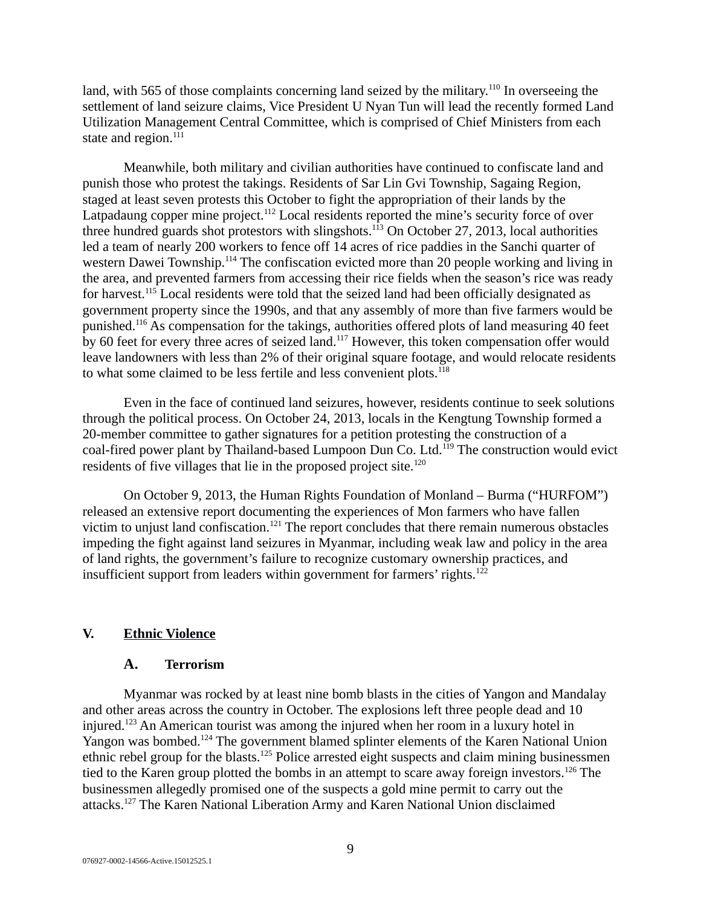land, with 565 of those complaints concerning land seized by the military.[110] In overseeing the settlement of land seizure claims, Vice President U Nyan Tun will lead the recently formed Land Utilization Management Central Committee, which is comprised of Chief Ministers from each state and region.[111]

Meanwhile, both military and civilian authorities have continued to confiscate land and punish those who protest the takings. Residents of Sar Lin Gvi Township, Sagaing Region, staged at least seven protests this October to fight the appropriation of their lands by the Latpadaung copper mine project.[112] Local residents reported the mine's security force of over three hundred guards shot protestors with slingshots.[113] On October 27, 2013, local authorities led a team of nearly 200 workers to fence off 14 acres of rice paddies in the Sanchi quarter of western Dawei Township.[114] The confiscation evicted more than 20 people working and living in the area, and prevented farmers from accessing their rice fields when the season's rice was ready for harvest.[115] Local residents were told that the seized land had been officially designated as government property since the 1990s, and that any assembly of more than five farmers would be punished.[116] As compensation for the takings, authorities offered plots of land measuring 40 feet by 60 feet for every three acres of seized land.[117] However, this token compensation offer would leave landowners with less than 2% of their original square footage, and would relocate residents to what some claimed to be less fertile and less convenient plots.[118]

Even in the face of continued land seizures, however, residents continue to seek solutions through the political process. On October 24, 2013, locals in the Kengtung Township formed a 20-member committee to gather signatures for a petition protesting the construction of a coal-fired power plant by Thailand-based Lumpoon Dun Co. Ltd.[119] The construction would evict residents of five villages that lie in the proposed project site.[120]

On October 9, 2013, the Human Rights Foundation of Monland – Burma ("HURFOM") released an extensive report documenting the experiences of Mon farmers who have fallen victim to unjust land confiscation.[121] The report concludes that there remain numerous obstacles impeding the fight against land seizures in Myanmar, including weak law and policy in the area of land rights, the government's failure to recognize customary ownership practices, and insufficient support from leaders within government for farmers' rights.[122]

## V. <u>Ethnic Violence</u>

### A. Terrorism

Myanmar was rocked by at least nine bomb blasts in the cities of Yangon and Mandalay and other areas across the country in October. The explosions left three people dead and 10 injured.[123] An American tourist was among the injured when her room in a luxury hotel in Yangon was bombed.[124] The government blamed splinter elements of the Karen National Union ethnic rebel group for the blasts.[125] Police arrested eight suspects and claim mining businessmen tied to the Karen group plotted the bombs in an attempt to scare away foreign investors.[126] The businessmen allegedly promised one of the suspects a gold mine permit to carry out the attacks.[127] The Karen National Liberation Army and Karen National Union disclaimed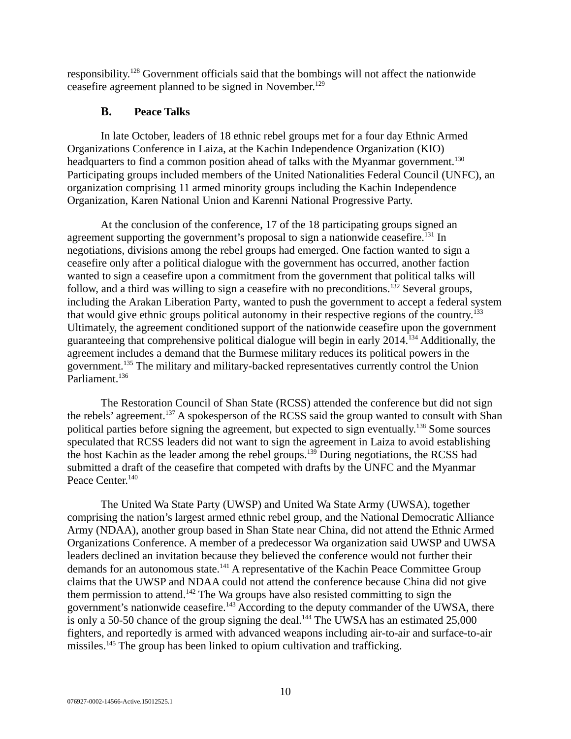responsibility.[128] Government officials said that the bombings will not affect the nationwide ceasefire agreement planned to be signed in November.[129]

## B. Peace Talks

In late October, leaders of 18 ethnic rebel groups met for a four day Ethnic Armed Organizations Conference in Laiza, at the Kachin Independence Organization (KIO) headquarters to find a common position ahead of talks with the Myanmar government.[130] Participating groups included members of the United Nationalities Federal Council (UNFC), an organization comprising 11 armed minority groups including the Kachin Independence Organization, Karen National Union and Karenni National Progressive Party.

At the conclusion of the conference, 17 of the 18 participating groups signed an agreement supporting the government's proposal to sign a nationwide ceasefire.[131] In negotiations, divisions among the rebel groups had emerged. One faction wanted to sign a ceasefire only after a political dialogue with the government has occurred, another faction wanted to sign a ceasefire upon a commitment from the government that political talks will follow, and a third was willing to sign a ceasefire with no preconditions.[132] Several groups, including the Arakan Liberation Party, wanted to push the government to accept a federal system that would give ethnic groups political autonomy in their respective regions of the country.[133] Ultimately, the agreement conditioned support of the nationwide ceasefire upon the government guaranteeing that comprehensive political dialogue will begin in early 2014.[134] Additionally, the agreement includes a demand that the Burmese military reduces its political powers in the government.[135] The military and military-backed representatives currently control the Union Parliament.[136]

The Restoration Council of Shan State (RCSS) attended the conference but did not sign the rebels' agreement.[137] A spokesperson of the RCSS said the group wanted to consult with Shan political parties before signing the agreement, but expected to sign eventually.[138] Some sources speculated that RCSS leaders did not want to sign the agreement in Laiza to avoid establishing the host Kachin as the leader among the rebel groups.[139] During negotiations, the RCSS had submitted a draft of the ceasefire that competed with drafts by the UNFC and the Myanmar Peace Center.[140]

The United Wa State Party (UWSP) and United Wa State Army (UWSA), together comprising the nation's largest armed ethnic rebel group, and the National Democratic Alliance Army (NDAA), another group based in Shan State near China, did not attend the Ethnic Armed Organizations Conference. A member of a predecessor Wa organization said UWSP and UWSA leaders declined an invitation because they believed the conference would not further their demands for an autonomous state.[141] A representative of the Kachin Peace Committee Group claims that the UWSP and NDAA could not attend the conference because China did not give them permission to attend.[142] The Wa groups have also resisted committing to sign the government's nationwide ceasefire.[143] According to the deputy commander of the UWSA, there is only a 50-50 chance of the group signing the deal.[144] The UWSA has an estimated 25,000 fighters, and reportedly is armed with advanced weapons including air-to-air and surface-to-air missiles.[145] The group has been linked to opium cultivation and trafficking.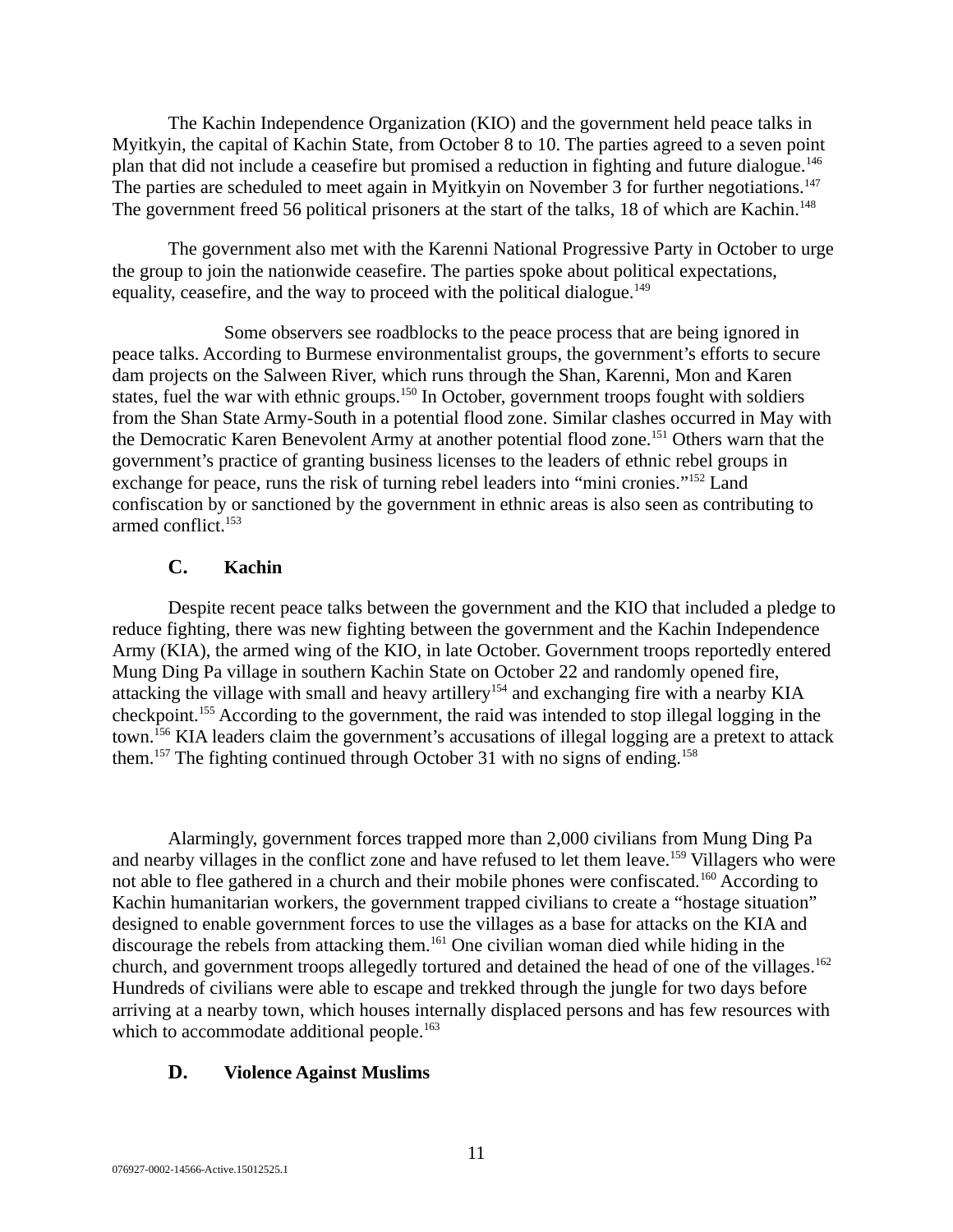The Kachin Independence Organization (KIO) and the government held peace talks in Myitkyin, the capital of Kachin State, from October 8 to 10. The parties agreed to a seven point plan that did not include a ceasefire but promised a reduction in fighting and future dialogue.[146] The parties are scheduled to meet again in Myitkyin on November 3 for further negotiations.[147] The government freed 56 political prisoners at the start of the talks, 18 of which are Kachin.[148]

The government also met with the Karenni National Progressive Party in October to urge the group to join the nationwide ceasefire. The parties spoke about political expectations, equality, ceasefire, and the way to proceed with the political dialogue.[149]

Some observers see roadblocks to the peace process that are being ignored in peace talks. According to Burmese environmentalist groups, the government's efforts to secure dam projects on the Salween River, which runs through the Shan, Karenni, Mon and Karen states, fuel the war with ethnic groups.[150] In October, government troops fought with soldiers from the Shan State Army-South in a potential flood zone. Similar clashes occurred in May with the Democratic Karen Benevolent Army at another potential flood zone.[151] Others warn that the government's practice of granting business licenses to the leaders of ethnic rebel groups in exchange for peace, runs the risk of turning rebel leaders into "mini cronies."[152] Land confiscation by or sanctioned by the government in ethnic areas is also seen as contributing to armed conflict.[153]

### C. Kachin

Despite recent peace talks between the government and the KIO that included a pledge to reduce fighting, there was new fighting between the government and the Kachin Independence Army (KIA), the armed wing of the KIO, in late October. Government troops reportedly entered Mung Ding Pa village in southern Kachin State on October 22 and randomly opened fire, attacking the village with small and heavy artillery[154] and exchanging fire with a nearby KIA checkpoint.[155] According to the government, the raid was intended to stop illegal logging in the town.[156] KIA leaders claim the government's accusations of illegal logging are a pretext to attack them.[157] The fighting continued through October 31 with no signs of ending.[158]

Alarmingly, government forces trapped more than 2,000 civilians from Mung Ding Pa and nearby villages in the conflict zone and have refused to let them leave.[159] Villagers who were not able to flee gathered in a church and their mobile phones were confiscated.[160] According to Kachin humanitarian workers, the government trapped civilians to create a "hostage situation" designed to enable government forces to use the villages as a base for attacks on the KIA and discourage the rebels from attacking them.[161] One civilian woman died while hiding in the church, and government troops allegedly tortured and detained the head of one of the villages.[162] Hundreds of civilians were able to escape and trekked through the jungle for two days before arriving at a nearby town, which houses internally displaced persons and has few resources with which to accommodate additional people.[163]

### D. Violence Against Muslims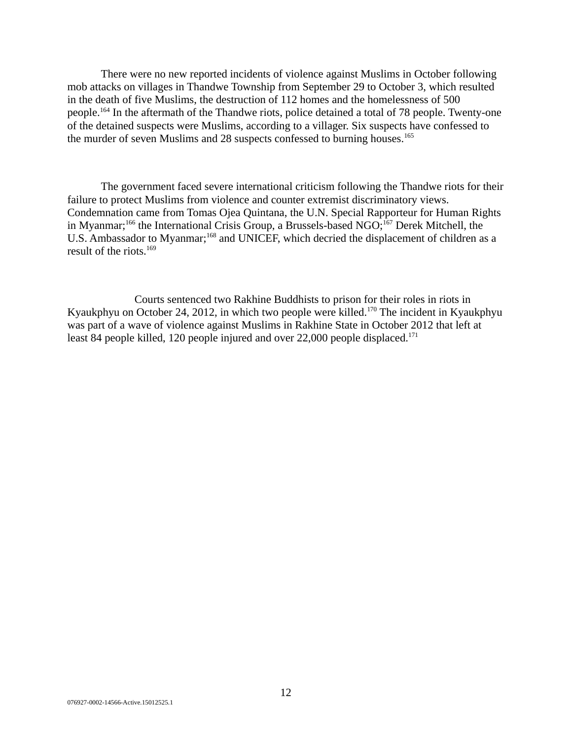There were no new reported incidents of violence against Muslims in October following mob attacks on villages in Thandwe Township from September 29 to October 3, which resulted in the death of five Muslims, the destruction of 112 homes and the homelessness of 500 people.[164] In the aftermath of the Thandwe riots, police detained a total of 78 people. Twenty-one of the detained suspects were Muslims, according to a villager. Six suspects have confessed to the murder of seven Muslims and 28 suspects confessed to burning houses.[165]

The government faced severe international criticism following the Thandwe riots for their failure to protect Muslims from violence and counter extremist discriminatory views. Condemnation came from Tomas Ojea Quintana, the U.N. Special Rapporteur for Human Rights in Myanmar;[166] the International Crisis Group, a Brussels-based NGO;[167] Derek Mitchell, the U.S. Ambassador to Myanmar;[168] and UNICEF, which decried the displacement of children as a result of the riots.[169]

Courts sentenced two Rakhine Buddhists to prison for their roles in riots in Kyaukphyu on October 24, 2012, in which two people were killed.[170] The incident in Kyaukphyu was part of a wave of violence against Muslims in Rakhine State in October 2012 that left at least 84 people killed, 120 people injured and over 22,000 people displaced.[171]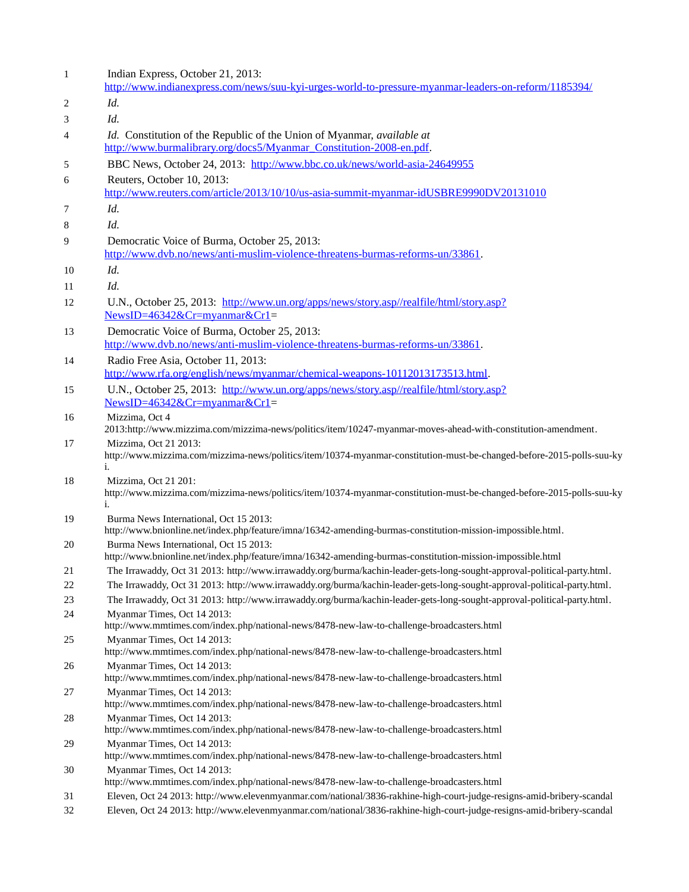1 Indian Express, October 21, 2013: http://www.indianexpress.com/news/suu-kyi-urges-world-to-pressure-myanmar-leaders-on-reform/1185394/

2 *Id.*

3 *Id.*

4 *Id.* Constitution of the Republic of the Union of Myanmar, *available at* http://www.burmalibrary.org/docs5/Myanmar_Constitution-2008-en.pdf.

5 BBC News, October 24, 2013: http://www.bbc.co.uk/news/world-asia-24649955

6 Reuters, October 10, 2013: http://www.reuters.com/article/2013/10/10/us-asia-summit-myanmar-idUSBRE9990DV20131010

7 *Id.*

8 *Id.*

9 Democratic Voice of Burma, October 25, 2013: http://www.dvb.no/news/anti-muslim-violence-threatens-burmas-reforms-un/33861.

10 *Id.*

11 *Id.*

12 U.N., October 25, 2013: http://www.un.org/apps/news/story.asp//realfile/html/story.asp?NewsID=46342&Cr=myanmar&Cr1=

13 Democratic Voice of Burma, October 25, 2013: http://www.dvb.no/news/anti-muslim-violence-threatens-burmas-reforms-un/33861.

14 Radio Free Asia, October 11, 2013: http://www.rfa.org/english/news/myanmar/chemical-weapons-10112013173513.html.

15 U.N., October 25, 2013: http://www.un.org/apps/news/story.asp//realfile/html/story.asp?NewsID=46342&Cr=myanmar&Cr1=

16 Mizzima, Oct 4 2013:http://www.mizzima.com/mizzima-news/politics/item/10247-myanmar-moves-ahead-with-constitution-amendment.

17 Mizzima, Oct 21 2013: http://www.mizzima.com/mizzima-news/politics/item/10374-myanmar-constitution-must-be-changed-before-2015-polls-suu-kyi.

18 Mizzima, Oct 21 201: http://www.mizzima.com/mizzima-news/politics/item/10374-myanmar-constitution-must-be-changed-before-2015-polls-suu-kyi.

19 Burma News International, Oct 15 2013: http://www.bnionline.net/index.php/feature/imna/16342-amending-burmas-constitution-mission-impossible.html.

20 Burma News International, Oct 15 2013: http://www.bnionline.net/index.php/feature/imna/16342-amending-burmas-constitution-mission-impossible.html

21 The Irrawaddy, Oct 31 2013: http://www.irrawaddy.org/burma/kachin-leader-gets-long-sought-approval-political-party.html.

22 The Irrawaddy, Oct 31 2013: http://www.irrawaddy.org/burma/kachin-leader-gets-long-sought-approval-political-party.html.

23 The Irrawaddy, Oct 31 2013: http://www.irrawaddy.org/burma/kachin-leader-gets-long-sought-approval-political-party.html.

24 Myanmar Times, Oct 14 2013: http://www.mmtimes.com/index.php/national-news/8478-new-law-to-challenge-broadcasters.html

25 Myanmar Times, Oct 14 2013: http://www.mmtimes.com/index.php/national-news/8478-new-law-to-challenge-broadcasters.html

26 Myanmar Times, Oct 14 2013: http://www.mmtimes.com/index.php/national-news/8478-new-law-to-challenge-broadcasters.html

27 Myanmar Times, Oct 14 2013: http://www.mmtimes.com/index.php/national-news/8478-new-law-to-challenge-broadcasters.html

28 Myanmar Times, Oct 14 2013: http://www.mmtimes.com/index.php/national-news/8478-new-law-to-challenge-broadcasters.html

29 Myanmar Times, Oct 14 2013: http://www.mmtimes.com/index.php/national-news/8478-new-law-to-challenge-broadcasters.html

30 Myanmar Times, Oct 14 2013: http://www.mmtimes.com/index.php/national-news/8478-new-law-to-challenge-broadcasters.html

31 Eleven, Oct 24 2013: http://www.elevenmyanmar.com/national/3836-rakhine-high-court-judge-resigns-amid-bribery-scandal

32 Eleven, Oct 24 2013: http://www.elevenmyanmar.com/national/3836-rakhine-high-court-judge-resigns-amid-bribery-scandal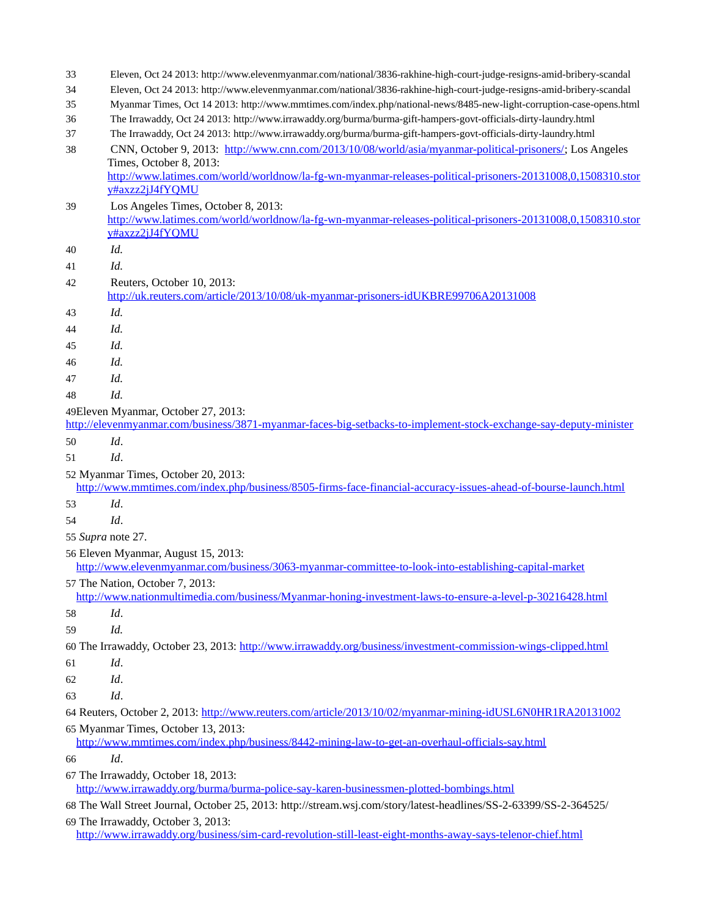33 Eleven, Oct 24 2013: http://www.elevenmyanmar.com/national/3836-rakhine-high-court-judge-resigns-amid-bribery-scandal

34 Eleven, Oct 24 2013: http://www.elevenmyanmar.com/national/3836-rakhine-high-court-judge-resigns-amid-bribery-scandal

35 Myanmar Times, Oct 14 2013: http://www.mmtimes.com/index.php/national-news/8485-new-light-corruption-case-opens.html

36 The Irrawaddy, Oct 24 2013: http://www.irrawaddy.org/burma/burma-gift-hampers-govt-officials-dirty-laundry.html

37 The Irrawaddy, Oct 24 2013: http://www.irrawaddy.org/burma/burma-gift-hampers-govt-officials-dirty-laundry.html

38 CNN, October 9, 2013: http://www.cnn.com/2013/10/08/world/asia/myanmar-political-prisoners/; Los Angeles Times, October 8, 2013: http://www.latimes.com/world/worldnow/la-fg-wn-myanmar-releases-political-prisoners-20131008,0,1508310.story#axzz2jJ4fYQMU

39 Los Angeles Times, October 8, 2013: http://www.latimes.com/world/worldnow/la-fg-wn-myanmar-releases-political-prisoners-20131008,0,1508310.story#axzz2jJ4fYQMU

40 *Id.*

41 *Id.*

42 Reuters, October 10, 2013: http://uk.reuters.com/article/2013/10/08/uk-myanmar-prisoners-idUKBRE99706A20131008

43 *Id.*

44 *Id.*

45 *Id.*

46 *Id.*

47 *Id.*

48 *Id.*

49 Eleven Myanmar, October 27, 2013: http://elevenmyanmar.com/business/3871-myanmar-faces-big-setbacks-to-implement-stock-exchange-say-deputy-minister

50 *Id*.

51 *Id*.

52 Myanmar Times, October 20, 2013: http://www.mmtimes.com/index.php/business/8505-firms-face-financial-accuracy-issues-ahead-of-bourse-launch.html

53 *Id*.

54 *Id*.

55 *Supra* note 27.

56 Eleven Myanmar, August 15, 2013: http://www.elevenmyanmar.com/business/3063-myanmar-committee-to-look-into-establishing-capital-market

57 The Nation, October 7, 2013: http://www.nationmultimedia.com/business/Myanmar-honing-investment-laws-to-ensure-a-level-p-30216428.html

58 *Id*.

59 *Id*.

60 The Irrawaddy, October 23, 2013: http://www.irrawaddy.org/business/investment-commission-wings-clipped.html

61 *Id*.

62 *Id*.

63 *Id*.

64 Reuters, October 2, 2013: http://www.reuters.com/article/2013/10/02/myanmar-mining-idUSL6N0HR1RA20131002

65 Myanmar Times, October 13, 2013: http://www.mmtimes.com/index.php/business/8442-mining-law-to-get-an-overhaul-officials-say.html

66 *Id*.

67 The Irrawaddy, October 18, 2013: http://www.irrawaddy.org/burma/burma-police-say-karen-businessmen-plotted-bombings.html

68 The Wall Street Journal, October 25, 2013: http://stream.wsj.com/story/latest-headlines/SS-2-63399/SS-2-364525/

69 The Irrawaddy, October 3, 2013: http://www.irrawaddy.org/business/sim-card-revolution-still-least-eight-months-away-says-telenor-chief.html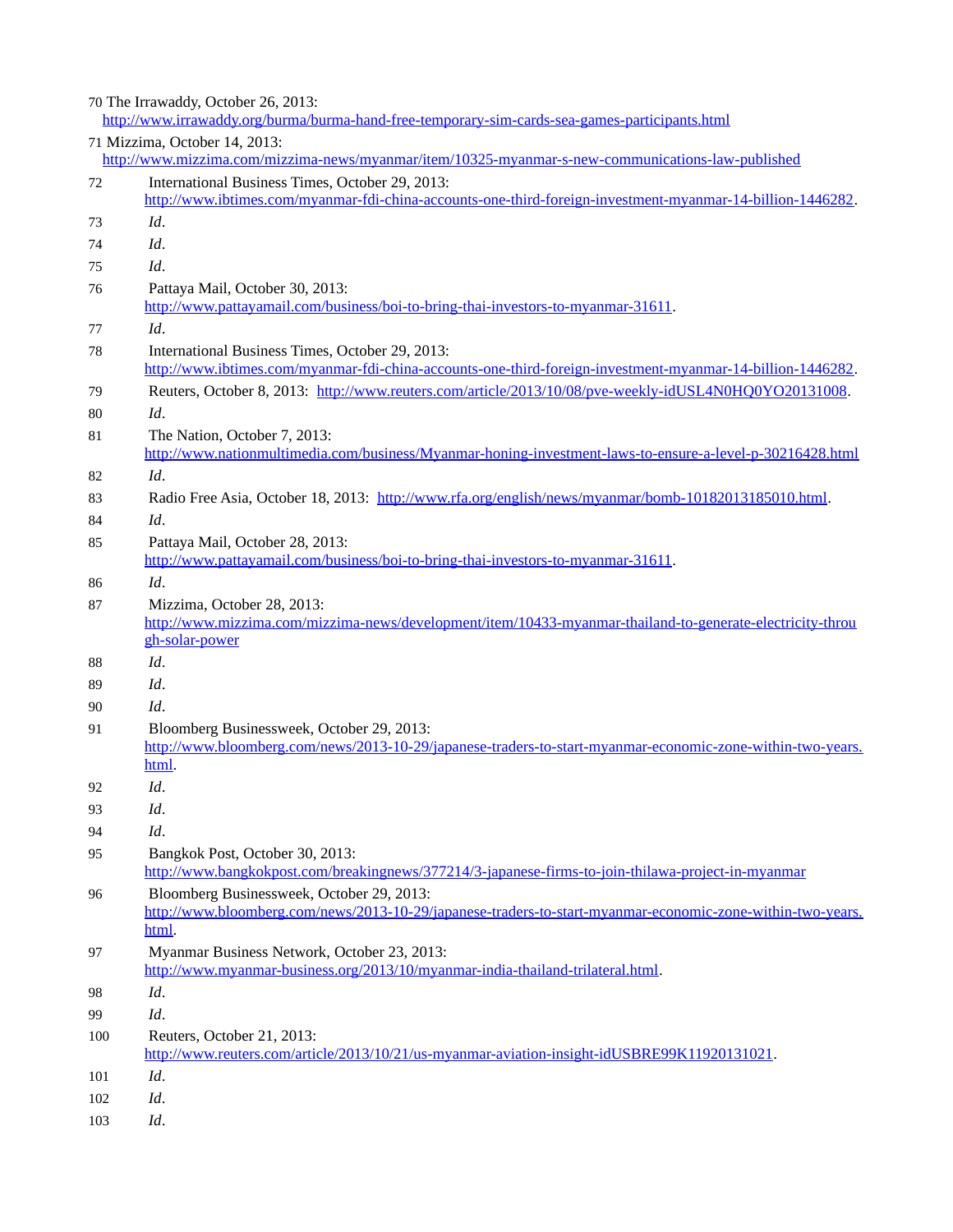70 The Irrawaddy, October 26, 2013: http://www.irrawaddy.org/burma/burma-hand-free-temporary-sim-cards-sea-games-participants.html

71 Mizzima, October 14, 2013: http://www.mizzima.com/mizzima-news/myanmar/item/10325-myanmar-s-new-communications-law-published

72 International Business Times, October 29, 2013: http://www.ibtimes.com/myanmar-fdi-china-accounts-one-third-foreign-investment-myanmar-14-billion-1446282.

73 *Id*.

74 *Id*.

75 *Id*.

76 Pattaya Mail, October 30, 2013: http://www.pattayamail.com/business/boi-to-bring-thai-investors-to-myanmar-31611.

77 *Id*.

78 International Business Times, October 29, 2013: http://www.ibtimes.com/myanmar-fdi-china-accounts-one-third-foreign-investment-myanmar-14-billion-1446282.

79 Reuters, October 8, 2013: http://www.reuters.com/article/2013/10/08/pve-weekly-idUSL4N0HQ0YO20131008.

80 *Id*.

81 The Nation, October 7, 2013: http://www.nationmultimedia.com/business/Myanmar-honing-investment-laws-to-ensure-a-level-p-30216428.html

82 *Id*.

83 Radio Free Asia, October 18, 2013: http://www.rfa.org/english/news/myanmar/bomb-10182013185010.html.

84 *Id*.

85 Pattaya Mail, October 28, 2013: http://www.pattayamail.com/business/boi-to-bring-thai-investors-to-myanmar-31611.

86 *Id*.

87 Mizzima, October 28, 2013: http://www.mizzima.com/mizzima-news/development/item/10433-myanmar-thailand-to-generate-electricity-through-solar-power

88 *Id*.

89 *Id*.

90 *Id*.

91 Bloomberg Businessweek, October 29, 2013: http://www.bloomberg.com/news/2013-10-29/japanese-traders-to-start-myanmar-economic-zone-within-two-years.html.

92 *Id*.

93 *Id*.

94 *Id*.

95 Bangkok Post, October 30, 2013: http://www.bangkokpost.com/breakingnews/377214/3-japanese-firms-to-join-thilawa-project-in-myanmar

96 Bloomberg Businessweek, October 29, 2013: http://www.bloomberg.com/news/2013-10-29/japanese-traders-to-start-myanmar-economic-zone-within-two-years.html.

97 Myanmar Business Network, October 23, 2013: http://www.myanmar-business.org/2013/10/myanmar-india-thailand-trilateral.html.

98 *Id*.

99 *Id*.

100 Reuters, October 21, 2013: http://www.reuters.com/article/2013/10/21/us-myanmar-aviation-insight-idUSBRE99K11920131021.

101 *Id*.

102 *Id*.

103 *Id*.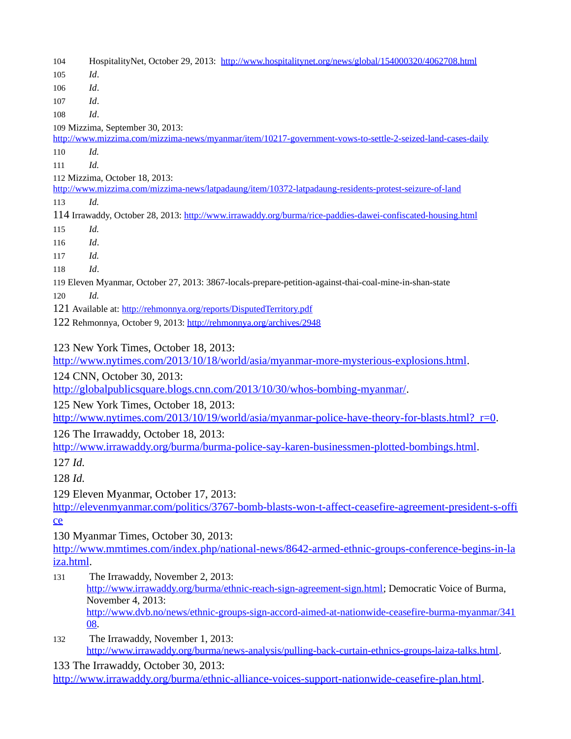104 HospitalityNet, October 29, 2013: http://www.hospitalitynet.org/news/global/154000320/4062708.html

105 *Id*.

106 *Id*.

107 *Id*.

108 *Id*.

109 Mizzima, September 30, 2013: http://www.mizzima.com/mizzima-news/myanmar/item/10217-government-vows-to-settle-2-seized-land-cases-daily

110 *Id.*

111 *Id.*

112 Mizzima, October 18, 2013: http://www.mizzima.com/mizzima-news/latpadaung/item/10372-latpadaung-residents-protest-seizure-of-land

113 *Id.*

114 Irrawaddy, October 28, 2013: http://www.irrawaddy.org/burma/rice-paddies-dawei-confiscated-housing.html

115 *Id.*

116 *Id*.

117 *Id.*

118 *Id*.

119 Eleven Myanmar, October 27, 2013: 3867-locals-prepare-petition-against-thai-coal-mine-in-shan-state

120 *Id.*

121 Available at: http://rehmonnya.org/reports/DisputedTerritory.pdf

122 Rehmonnya, October 9, 2013: http://rehmonnya.org/archives/2948

123 New York Times, October 18, 2013: http://www.nytimes.com/2013/10/18/world/asia/myanmar-more-mysterious-explosions.html.

124 CNN, October 30, 2013: http://globalpublicsquare.blogs.cnn.com/2013/10/30/whos-bombing-myanmar/.

125 New York Times, October 18, 2013: http://www.nytimes.com/2013/10/19/world/asia/myanmar-police-have-theory-for-blasts.html?_r=0.

126 The Irrawaddy, October 18, 2013: http://www.irrawaddy.org/burma/burma-police-say-karen-businessmen-plotted-bombings.html.

127 *Id.*

128 *Id.*

129 Eleven Myanmar, October 17, 2013: http://elevenmyanmar.com/politics/3767-bomb-blasts-won-t-affect-ceasefire-agreement-president-s-office

130 Myanmar Times, October 30, 2013: http://www.mmtimes.com/index.php/national-news/8642-armed-ethnic-groups-conference-begins-in-laiza.html.

131 The Irrawaddy, November 2, 2013: http://www.irrawaddy.org/burma/ethnic-reach-sign-agreement-sign.html; Democratic Voice of Burma, November 4, 2013: http://www.dvb.no/news/ethnic-groups-sign-accord-aimed-at-nationwide-ceasefire-burma-myanmar/34108.

132 The Irrawaddy, November 1, 2013: http://www.irrawaddy.org/burma/news-analysis/pulling-back-curtain-ethnics-groups-laiza-talks.html.

133 The Irrawaddy, October 30, 2013: http://www.irrawaddy.org/burma/ethnic-alliance-voices-support-nationwide-ceasefire-plan.html.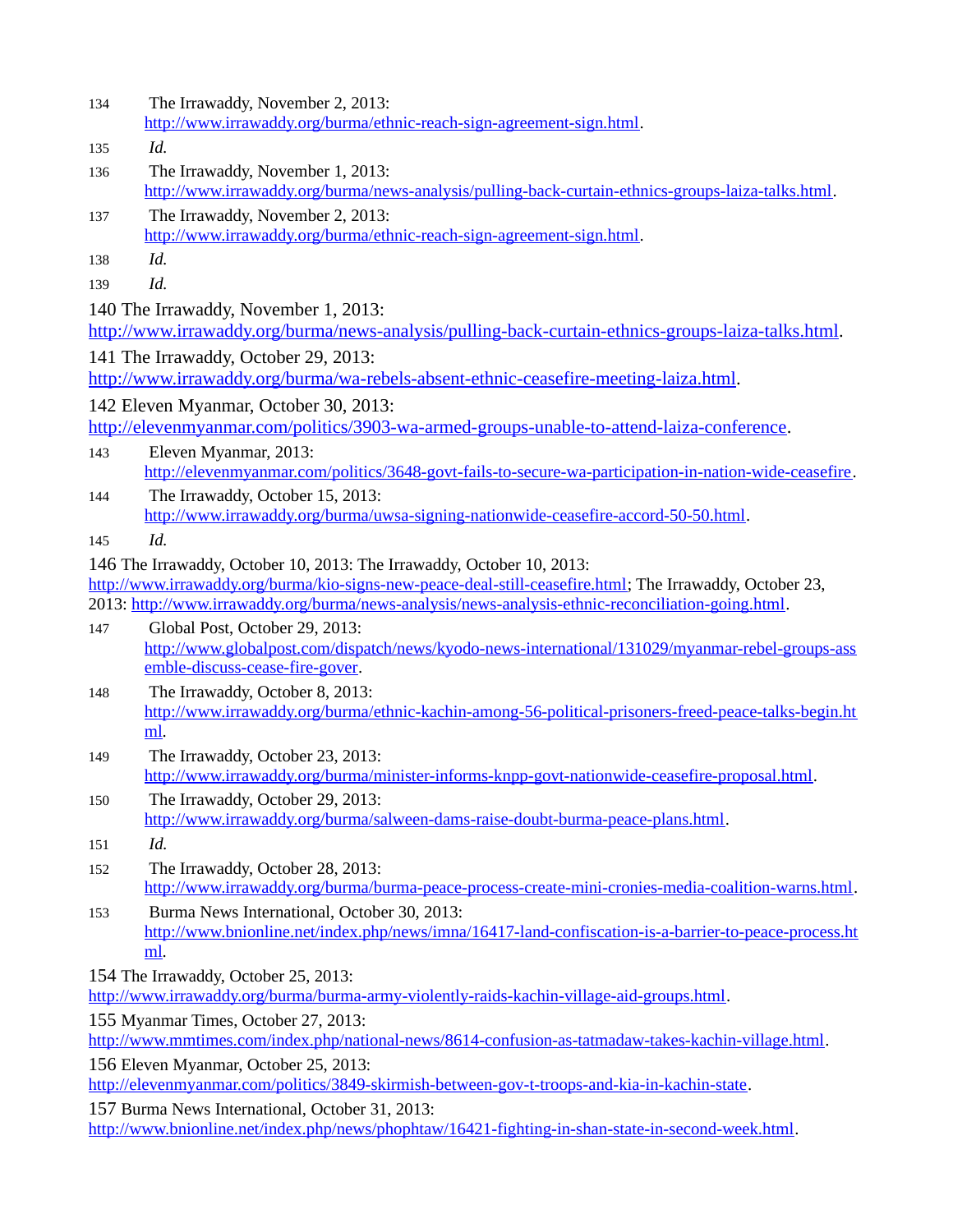134 The Irrawaddy, November 2, 2013: http://www.irrawaddy.org/burma/ethnic-reach-sign-agreement-sign.html.

135 *Id.*

136 The Irrawaddy, November 1, 2013: http://www.irrawaddy.org/burma/news-analysis/pulling-back-curtain-ethnics-groups-laiza-talks.html.

137 The Irrawaddy, November 2, 2013: http://www.irrawaddy.org/burma/ethnic-reach-sign-agreement-sign.html.

138 *Id.*

139 *Id.*

140 The Irrawaddy, November 1, 2013: http://www.irrawaddy.org/burma/news-analysis/pulling-back-curtain-ethnics-groups-laiza-talks.html.

141 The Irrawaddy, October 29, 2013: http://www.irrawaddy.org/burma/wa-rebels-absent-ethnic-ceasefire-meeting-laiza.html.

142 Eleven Myanmar, October 30, 2013: http://elevenmyanmar.com/politics/3903-wa-armed-groups-unable-to-attend-laiza-conference.

143 Eleven Myanmar, 2013: http://elevenmyanmar.com/politics/3648-govt-fails-to-secure-wa-participation-in-nation-wide-ceasefire.

144 The Irrawaddy, October 15, 2013: http://www.irrawaddy.org/burma/uwsa-signing-nationwide-ceasefire-accord-50-50.html.

145 *Id.*

146 The Irrawaddy, October 10, 2013: The Irrawaddy, October 10, 2013: http://www.irrawaddy.org/burma/kio-signs-new-peace-deal-still-ceasefire.html; The Irrawaddy, October 23, 2013: http://www.irrawaddy.org/burma/news-analysis/news-analysis-ethnic-reconciliation-going.html.

147 Global Post, October 29, 2013: http://www.globalpost.com/dispatch/news/kyodo-news-international/131029/myanmar-rebel-groups-assemble-discuss-cease-fire-gover.

148 The Irrawaddy, October 8, 2013: http://www.irrawaddy.org/burma/ethnic-kachin-among-56-political-prisoners-freed-peace-talks-begin.html.

149 The Irrawaddy, October 23, 2013: http://www.irrawaddy.org/burma/minister-informs-knpp-govt-nationwide-ceasefire-proposal.html.

150 The Irrawaddy, October 29, 2013: http://www.irrawaddy.org/burma/salween-dams-raise-doubt-burma-peace-plans.html.

151 *Id.*

152 The Irrawaddy, October 28, 2013: http://www.irrawaddy.org/burma/burma-peace-process-create-mini-cronies-media-coalition-warns.html.

153 Burma News International, October 30, 2013: http://www.bnionline.net/index.php/news/imna/16417-land-confiscation-is-a-barrier-to-peace-process.html.

154 The Irrawaddy, October 25, 2013: http://www.irrawaddy.org/burma/burma-army-violently-raids-kachin-village-aid-groups.html.

155 Myanmar Times, October 27, 2013: http://www.mmtimes.com/index.php/national-news/8614-confusion-as-tatmadaw-takes-kachin-village.html.

156 Eleven Myanmar, October 25, 2013: http://elevenmyanmar.com/politics/3849-skirmish-between-gov-t-troops-and-kia-in-kachin-state.

157 Burma News International, October 31, 2013: http://www.bnionline.net/index.php/news/phophtaw/16421-fighting-in-shan-state-in-second-week.html.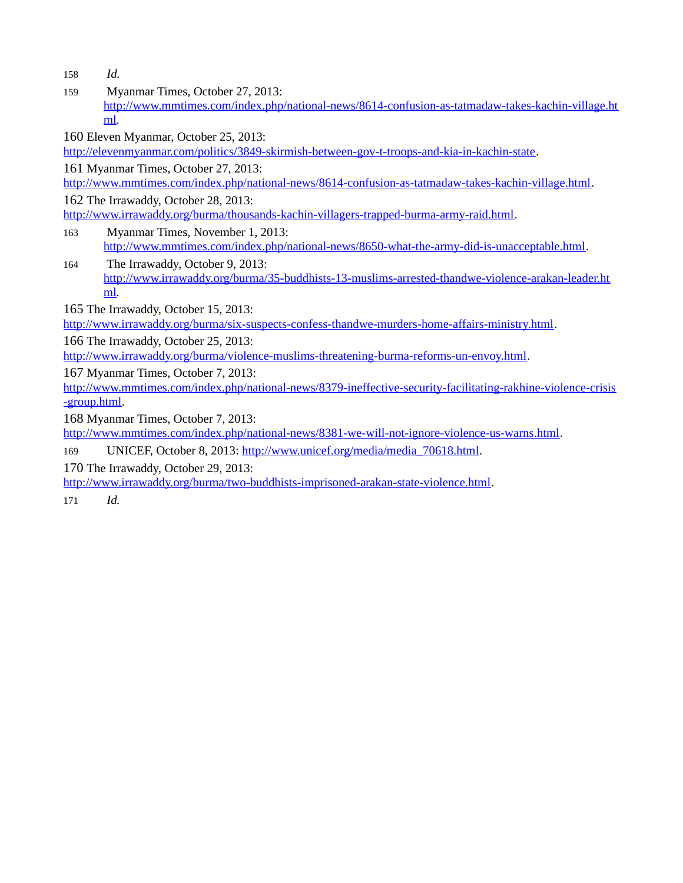158 *Id.*

159 Myanmar Times, October 27, 2013: http://www.mmtimes.com/index.php/national-news/8614-confusion-as-tatmadaw-takes-kachin-village.html.

160 Eleven Myanmar, October 25, 2013: http://elevenmyanmar.com/politics/3849-skirmish-between-gov-t-troops-and-kia-in-kachin-state.

161 Myanmar Times, October 27, 2013: http://www.mmtimes.com/index.php/national-news/8614-confusion-as-tatmadaw-takes-kachin-village.html.

162 The Irrawaddy, October 28, 2013: http://www.irrawaddy.org/burma/thousands-kachin-villagers-trapped-burma-army-raid.html.

163 Myanmar Times, November 1, 2013: http://www.mmtimes.com/index.php/national-news/8650-what-the-army-did-is-unacceptable.html.

164 The Irrawaddy, October 9, 2013: http://www.irrawaddy.org/burma/35-buddhists-13-muslims-arrested-thandwe-violence-arakan-leader.html.

165 The Irrawaddy, October 15, 2013: http://www.irrawaddy.org/burma/six-suspects-confess-thandwe-murders-home-affairs-ministry.html.

166 The Irrawaddy, October 25, 2013: http://www.irrawaddy.org/burma/violence-muslims-threatening-burma-reforms-un-envoy.html.

167 Myanmar Times, October 7, 2013: http://www.mmtimes.com/index.php/national-news/8379-ineffective-security-facilitating-rakhine-violence-crisis-group.html.

168 Myanmar Times, October 7, 2013: http://www.mmtimes.com/index.php/national-news/8381-we-will-not-ignore-violence-us-warns.html.

169 UNICEF, October 8, 2013: http://www.unicef.org/media/media_70618.html.

170 The Irrawaddy, October 29, 2013: http://www.irrawaddy.org/burma/two-buddhists-imprisoned-arakan-state-violence.html.

171 *Id.*